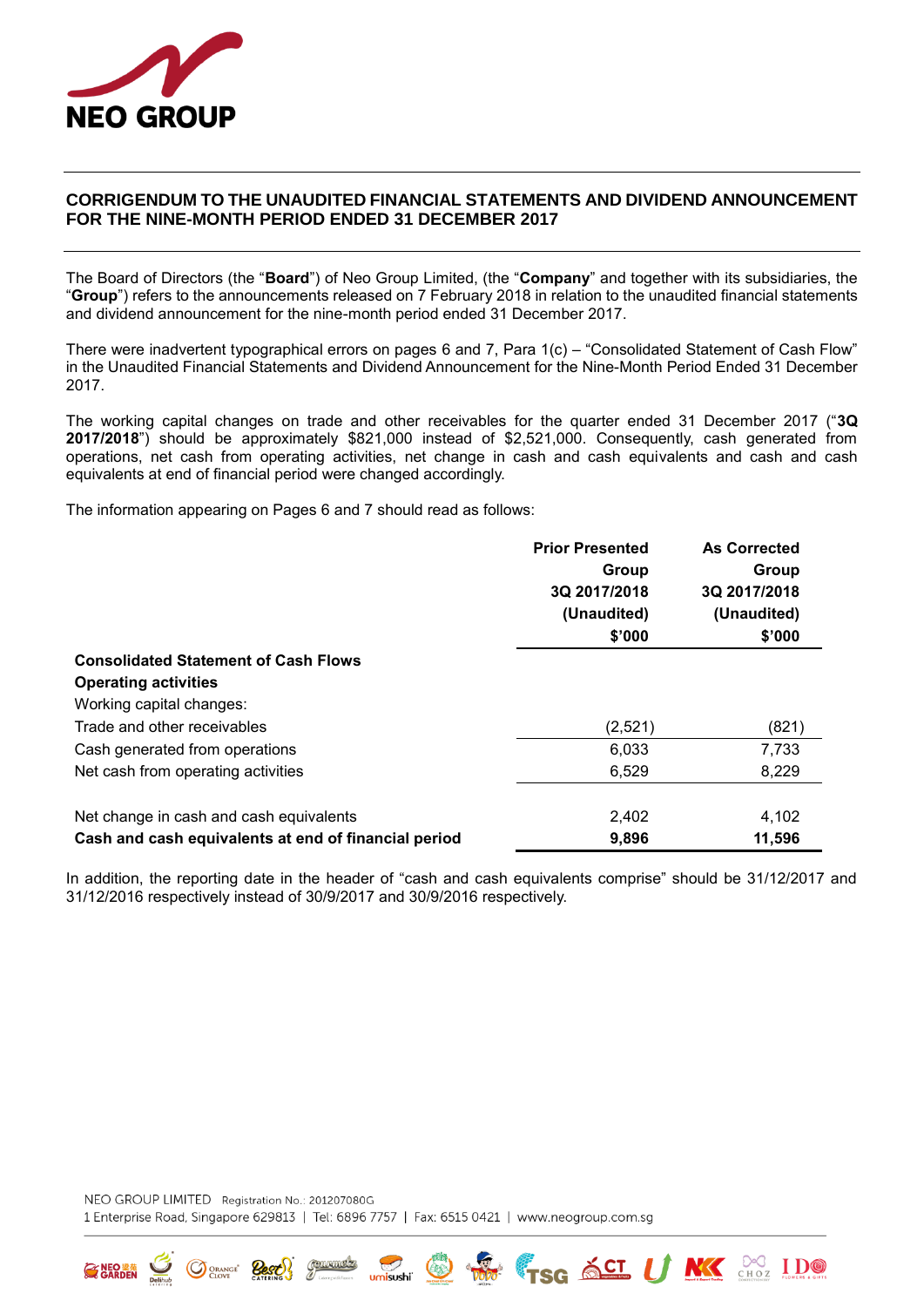NEO GROUP

# CORRIGENDUM TO THE UNAUDITED FINANCIAL STATEMENTS AND DIVIDEND ANNOUNCEMENT FOR THE NINE-MONTH PERIOD ENDED 31 DECEMBER 2017

The Board of Directors (the "**Board**") of Neo Group Limited, (the "**Company**" and together with its subsidiaries, the "**Group**") refers to the announcements released on 7 February 2018 in relation to the unaudited financial statements and dividend announcement for the nine-month period ended 31 December 2017.

There were inadvertent typographical errors on pages 6 and 7, Para 1(c) – "Consolidated Statement of Cash Flow" in the Unaudited Financial Statements and Dividend Announcement for the Nine-Month Period Ended 31 December 2017.

The working capital changes on trade and other receivables for the quarter ended 31 December 2017 ("**3Q 2017/2018**") should be approximately $821,000 instead of $2,521,000. Consequently, cash generated from operations, net cash from operating activities, net change in cash and cash equivalents and cash and cash equivalents at end of financial period were changed accordingly.

The information appearing on Pages 6 and 7 should read as follows:

| | Prior Presented Group 3Q 2017/2018 (Unaudited) $'000 | As Corrected Group 3Q 2017/2018 (Unaudited) $'000 |
|---|---|---|
| **Consolidated Statement of Cash Flows** | | |
| **Operating activities** | | |
| Working capital changes: | | |
| Trade and other receivables | (2,521) | (821) |
| Cash generated from operations | 6,033 | 7,733 |
| Net cash from operating activities | 6,529 | 8,229 |
| | | |
| Net change in cash and cash equivalents | 2,402 | 4,102 |
| **Cash and cash equivalents at end of financial period** | **9,896** | **11,596** |

In addition, the reporting date in the header of "cash and cash equivalents comprise" should be 31/12/2017 and 31/12/2016 respectively instead of 30/9/2017 and 30/9/2016 respectively.

NEO GROUP LIMITED Registration No.: 201207080G
1 Enterprise Road, Singapore 629813 | Tel: 6896 7757 | Fax: 6515 0421 | www.neogroup.com.sg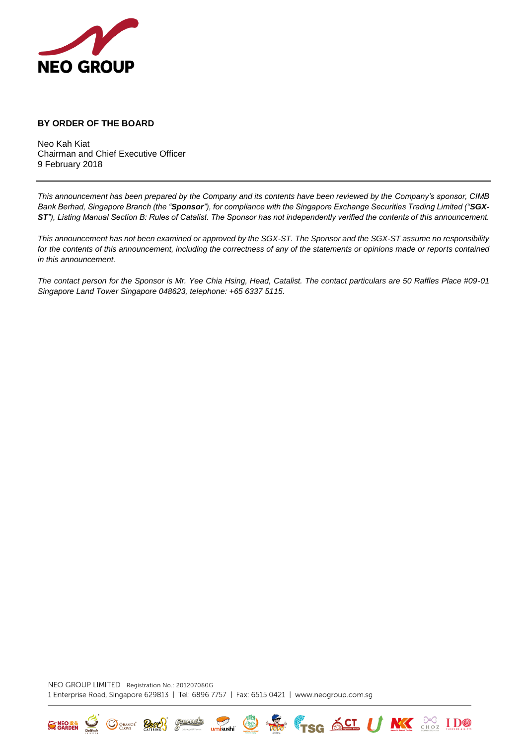**BY ORDER OF THE BOARD**

Neo Kah Kiat
Chairman and Chief Executive Officer
9 February 2018

---

*This announcement has been prepared by the Company and its contents have been reviewed by the Company's sponsor, CIMB Bank Berhad, Singapore Branch (the "**Sponsor**"), for compliance with the Singapore Exchange Securities Trading Limited ("**SGX-ST**"), Listing Manual Section B: Rules of Catalist. The Sponsor has not independently verified the contents of this announcement.*

*This announcement has not been examined or approved by the SGX-ST. The Sponsor and the SGX-ST assume no responsibility for the contents of this announcement, including the correctness of any of the statements or opinions made or reports contained in this announcement.*

*The contact person for the Sponsor is Mr. Yee Chia Hsing, Head, Catalist. The contact particulars are 50 Raffles Place #09-01 Singapore Land Tower Singapore 048623, telephone: +65 6337 5115.*